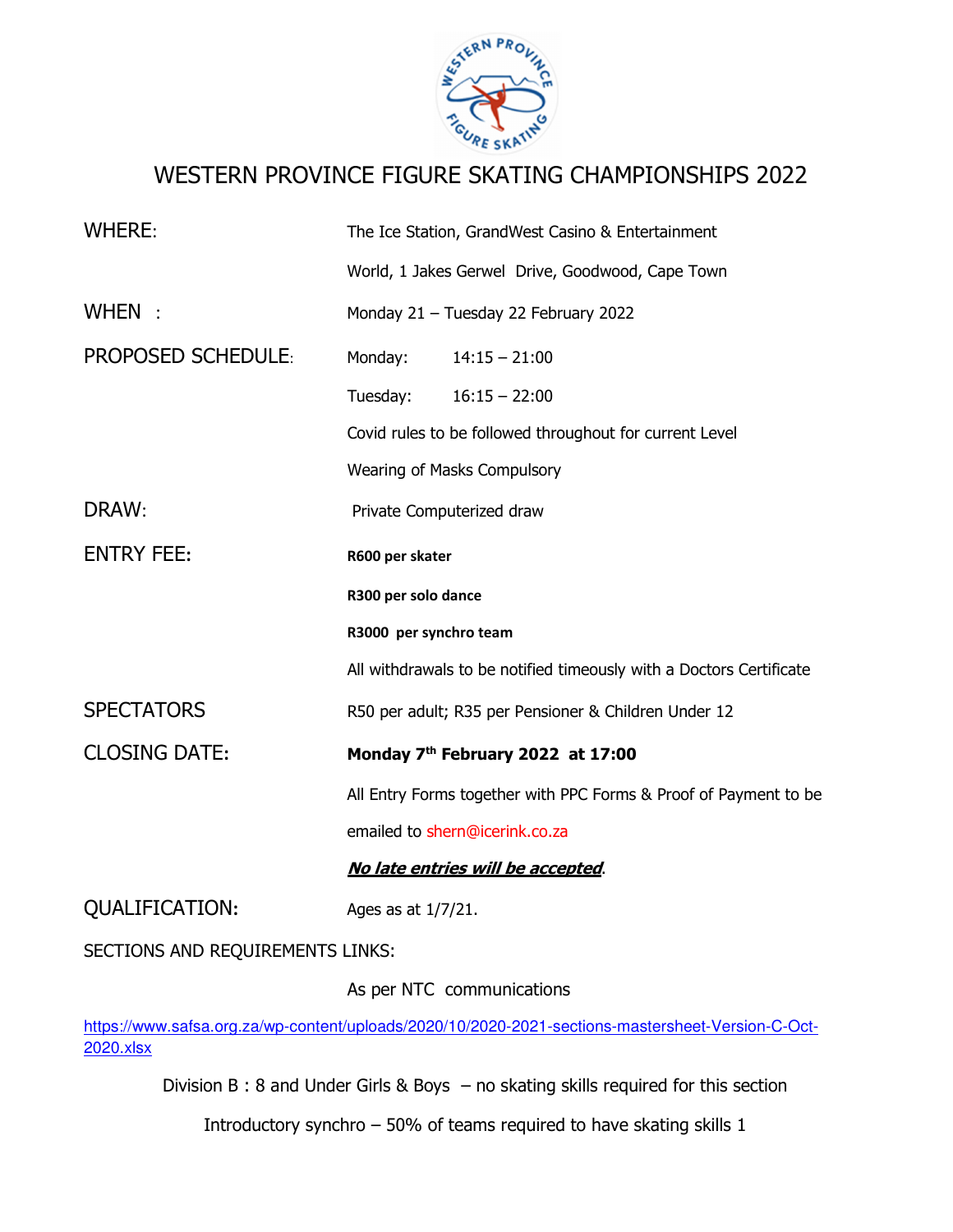# WESTERN PROVINCE FIGURE SKATING CHAMPIONSHIPS 2022

**WHERE:** The Ice Station, GrandWest Casino & Entertainment World, 1 Jakes Gerwel Drive, Goodwood, Cape Town

**WHEN :** Monday 21 – Tuesday 22 February 2022

**PROPOSED SCHEDULE:**

- Monday: 14:15 – 21:00
- Tuesday: 16:15 – 22:00

Covid rules to be followed throughout for current Level

Wearing of Masks Compulsory

**DRAW:** Private Computerized draw

**ENTRY FEE:**

**R600 per skater**

**R300 per solo dance**

**R3000 per synchro team**

All withdrawals to be notified timeously with a Doctors Certificate

**SPECTATORS** R50 per adult; R35 per Pensioner & Children Under 12

**CLOSING DATE:** **Monday 7th February 2022 at 17:00**

All Entry Forms together with PPC Forms & Proof of Payment to be emailed to shern@icerink.co.za

***No late entries will be accepted***.

**QUALIFICATION:** Ages as at 1/7/21.

**SECTIONS AND REQUIREMENTS LINKS:**

As per NTC communications

https://www.safsa.org.za/wp-content/uploads/2020/10/2020-2021-sections-mastersheet-Version-C-Oct-2020.xlsx

Division B : 8 and Under Girls & Boys – no skating skills required for this section

Introductory synchro – 50% of teams required to have skating skills 1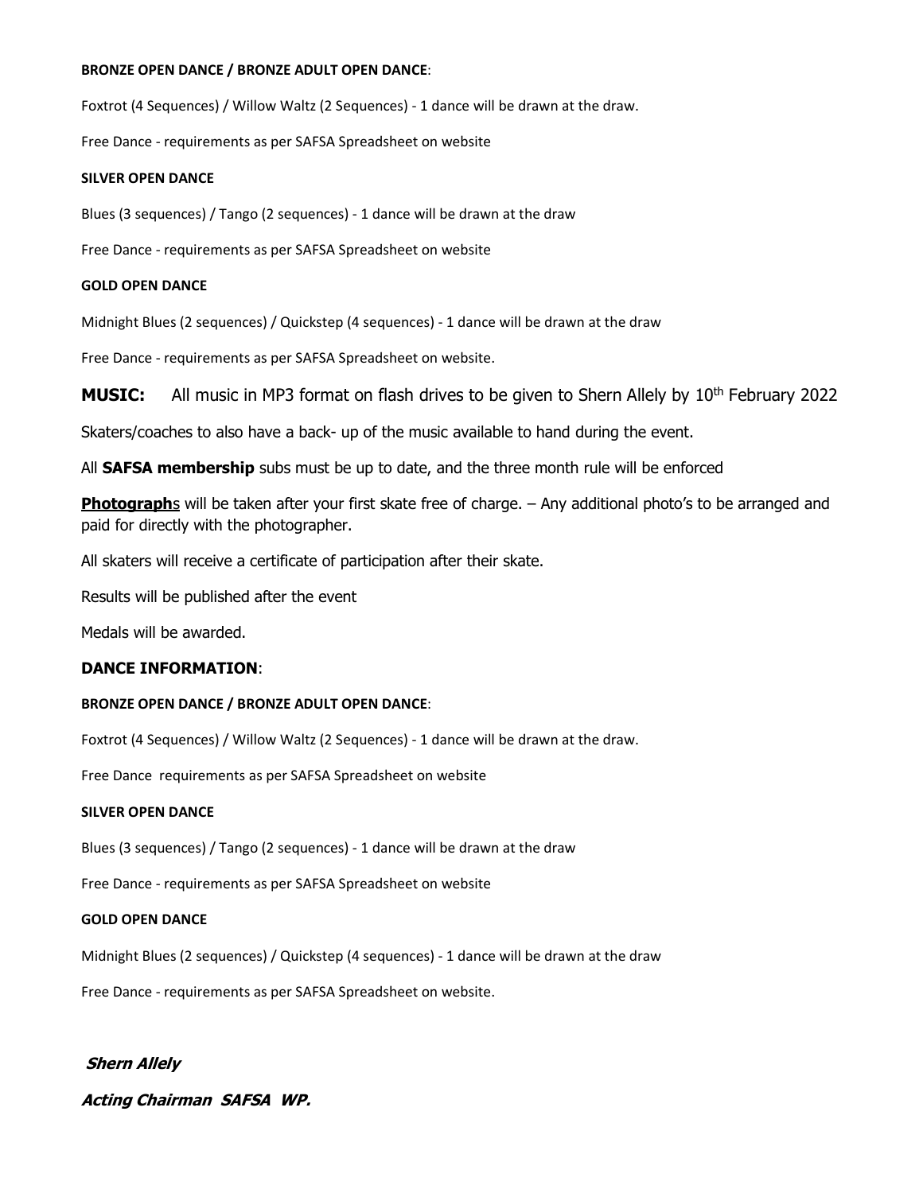**BRONZE OPEN DANCE / BRONZE ADULT OPEN DANCE**:

Foxtrot (4 Sequences) / Willow Waltz (2 Sequences) - 1 dance will be drawn at the draw.

Free Dance - requirements as per SAFSA Spreadsheet on website

**SILVER OPEN DANCE**

Blues (3 sequences) / Tango (2 sequences) - 1 dance will be drawn at the draw

Free Dance - requirements as per SAFSA Spreadsheet on website

**GOLD OPEN DANCE**

Midnight Blues (2 sequences) / Quickstep (4 sequences) - 1 dance will be drawn at the draw

Free Dance - requirements as per SAFSA Spreadsheet on website.

**MUSIC:** All music in MP3 format on flash drives to be given to Shern Allely by 10th February 2022

Skaters/coaches to also have a back- up of the music available to hand during the event.

All **SAFSA membership** subs must be up to date, and the three month rule will be enforced

**Photograph**s will be taken after your first skate free of charge. – Any additional photo's to be arranged and paid for directly with the photographer.

All skaters will receive a certificate of participation after their skate.

Results will be published after the event

Medals will be awarded.

### DANCE INFORMATION:

**BRONZE OPEN DANCE / BRONZE ADULT OPEN DANCE**:

Foxtrot (4 Sequences) / Willow Waltz (2 Sequences) - 1 dance will be drawn at the draw.

Free Dance requirements as per SAFSA Spreadsheet on website

**SILVER OPEN DANCE**

Blues (3 sequences) / Tango (2 sequences) - 1 dance will be drawn at the draw

Free Dance - requirements as per SAFSA Spreadsheet on website

**GOLD OPEN DANCE**

Midnight Blues (2 sequences) / Quickstep (4 sequences) - 1 dance will be drawn at the draw

Free Dance - requirements as per SAFSA Spreadsheet on website.

***Shern Allely***

***Acting Chairman SAFSA WP.***